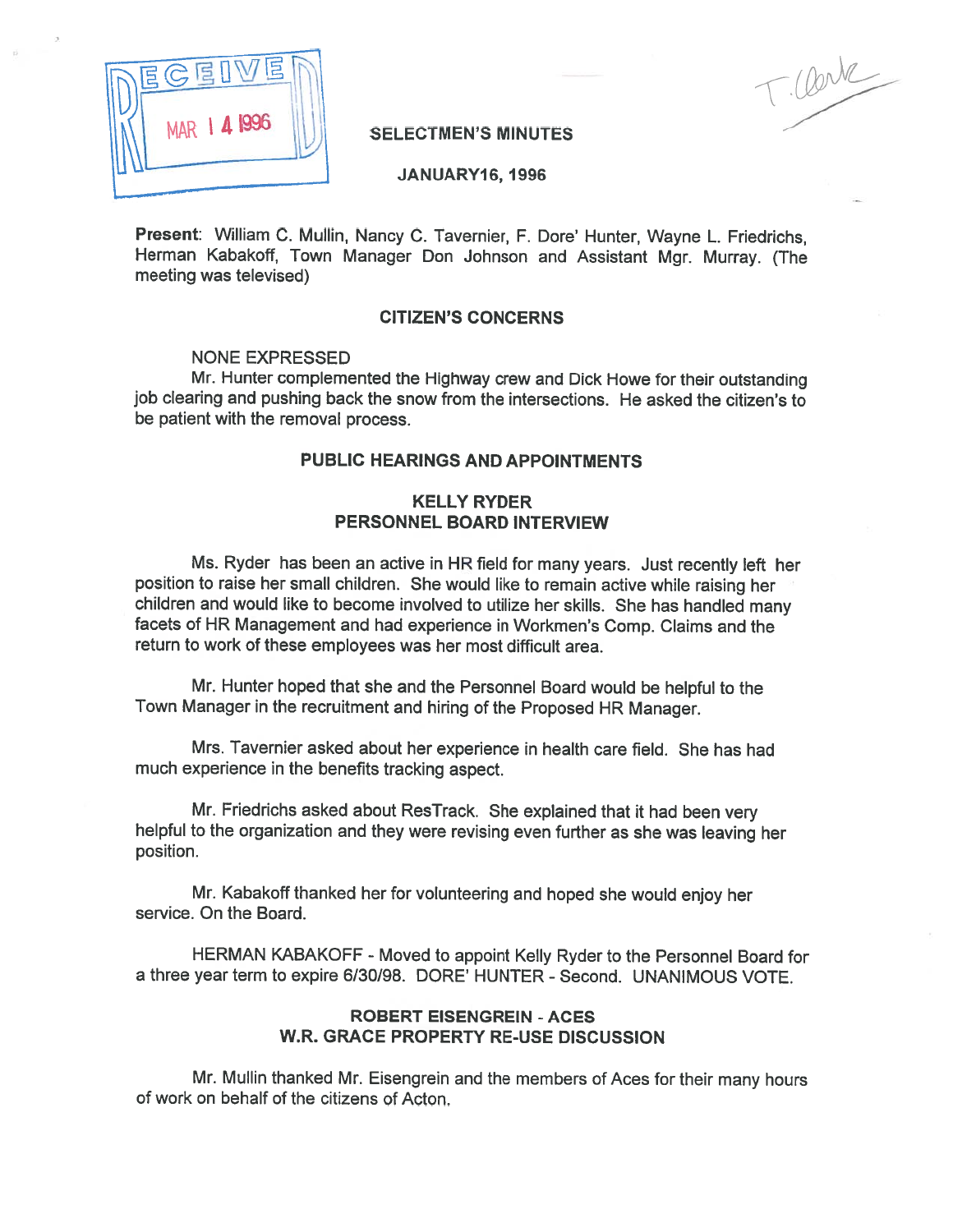RECEIVED MAR 14 1996

T. Clerk

# SELECTMEN'S MINUTES

## JANUARY16, 1996

**Present**: William C. Mullin, Nancy C. Tavernier, F. Dore' Hunter, Wayne L. Friedrichs, Herman Kabakoff, Town Manager Don Johnson and Assistant Mgr. Murray. (The meeting was televised)

### CITIZEN'S CONCERNS

NONE EXPRESSED

Mr. Hunter complemented the Highway crew and Dick Howe for their outstanding job clearing and pushing back the snow from the intersections. He asked the citizen's to be patient with the removal process.

### PUBLIC HEARINGS AND APPOINTMENTS

### KELLY RYDER
### PERSONNEL BOARD INTERVIEW

Ms. Ryder has been an active in HR field for many years. Just recently left her position to raise her small children. She would like to remain active while raising her children and would like to become involved to utilize her skills. She has handled many facets of HR Management and had experience in Workmen's Comp. Claims and the return to work of these employees was her most difficult area.

Mr. Hunter hoped that she and the Personnel Board would be helpful to the Town Manager in the recruitment and hiring of the Proposed HR Manager.

Mrs. Tavernier asked about her experience in health care field. She has had much experience in the benefits tracking aspect.

Mr. Friedrichs asked about ResTrack. She explained that it had been very helpful to the organization and they were revising even further as she was leaving her position.

Mr. Kabakoff thanked her for volunteering and hoped she would enjoy her service. On the Board.

HERMAN KABAKOFF - Moved to appoint Kelly Ryder to the Personnel Board for a three year term to expire 6/30/98. DORE' HUNTER - Second. UNANIMOUS VOTE.

### ROBERT EISENGREIN - ACES
### W.R. GRACE PROPERTY RE-USE DISCUSSION

Mr. Mullin thanked Mr. Eisengrein and the members of Aces for their many hours of work on behalf of the citizens of Acton.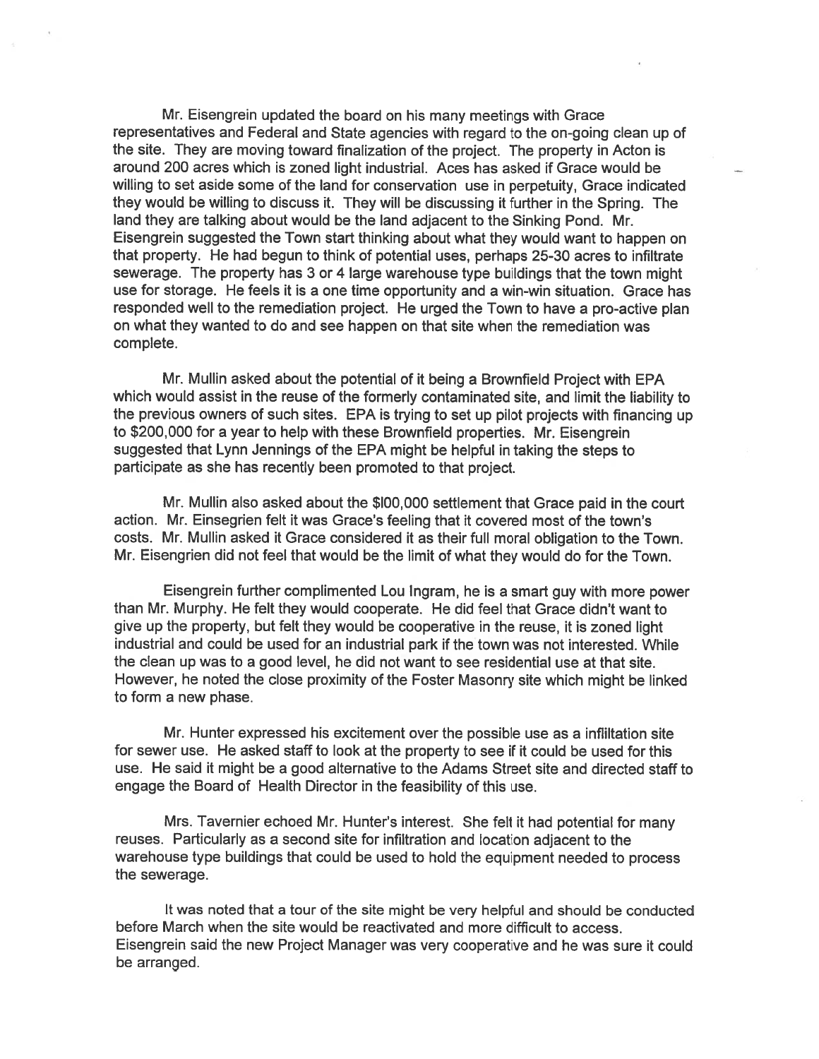Mr. Eisengrein updated the board on his many meetings with Grace representatives and Federal and State agencies with regard to the on-going clean up of the site. They are moving toward finalization of the project. The property in Acton is around 200 acres which is zoned light industrial. Aces has asked if Grace would be willing to set aside some of the land for conservation use in perpetuity, Grace indicated they would be willing to discuss it. They will be discussing it further in the Spring. The land they are talking about would be the land adjacent to the Sinking Pond. Mr. Eisengrein suggested the Town start thinking about what they would want to happen on that property. He had begun to think of potential uses, perhaps 25-30 acres to infiltrate sewerage. The property has 3 or 4 large warehouse type buildings that the town might use for storage. He feels it is a one time opportunity and a win-win situation. Grace has responded well to the remediation project. He urged the Town to have a pro-active plan on what they wanted to do and see happen on that site when the remediation was complete.

Mr. Mullin asked about the potential of it being a Brownfield Project with EPA which would assist in the reuse of the formerly contaminated site, and limit the liability to the previous owners of such sites. EPA is trying to set up pilot projects with financing up to $200,000 for a year to help with these Brownfield properties. Mr. Eisengrein suggested that Lynn Jennings of the EPA might be helpful in taking the steps to participate as she has recently been promoted to that project.

Mr. Mullin also asked about the $l00,000 settlement that Grace paid in the court action. Mr. Einsegrien felt it was Grace's feeling that it covered most of the town's costs. Mr. Mullin asked it Grace considered it as their full moral obligation to the Town. Mr. Eisengrien did not feel that would be the limit of what they would do for the Town.

Eisengrein further complimented Lou Ingram, he is a smart guy with more power than Mr. Murphy. He felt they would cooperate. He did feel that Grace didn't want to give up the property, but felt they would be cooperative in the reuse, it is zoned light industrial and could be used for an industrial park if the town was not interested. While the clean up was to a good level, he did not want to see residential use at that site. However, he noted the close proximity of the Foster Masonry site which might be linked to form a new phase.

Mr. Hunter expressed his excitement over the possible use as a infiltation site for sewer use. He asked staff to look at the property to see if it could be used for this use. He said it might be a good alternative to the Adams Street site and directed staff to engage the Board of Health Director in the feasibility of this use.

Mrs. Tavernier echoed Mr. Hunter's interest. She felt it had potential for many reuses. Particularly as a second site for infiltration and location adjacent to the warehouse type buildings that could be used to hold the equipment needed to process the sewerage.

It was noted that a tour of the site might be very helpful and should be conducted before March when the site would be reactivated and more difficult to access. Eisengrein said the new Project Manager was very cooperative and he was sure it could be arranged.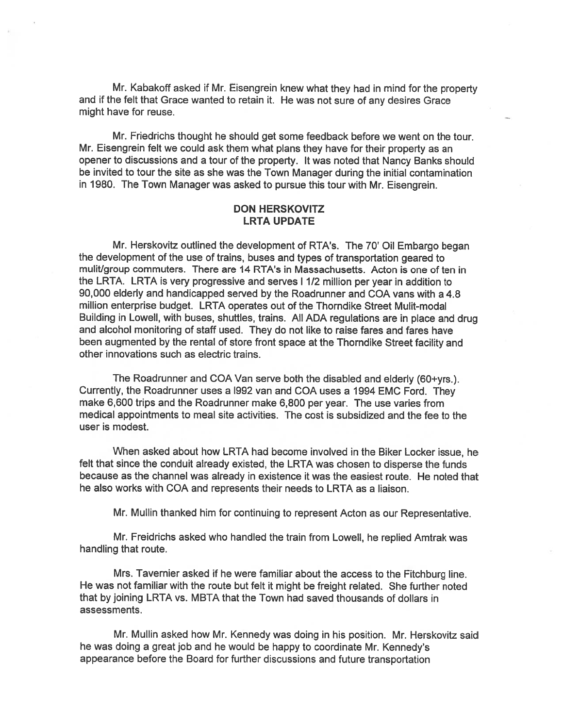Mr. Kabakoff asked if Mr. Eisengrein knew what they had in mind for the property and if the felt that Grace wanted to retain it. He was not sure of any desires Grace might have for reuse.

Mr. Friedrichs thought he should get some feedback before we went on the tour. Mr. Eisengrein felt we could ask them what plans they have for their property as an opener to discussions and a tour of the property. It was noted that Nancy Banks should be invited to tour the site as she was the Town Manager during the initial contamination in 1980. The Town Manager was asked to pursue this tour with Mr. Eisengrein.

## DON HERSKOVITZ
## LRTA UPDATE

Mr. Herskovitz outlined the development of RTA's. The 70' Oil Embargo began the development of the use of trains, buses and types of transportation geared to mulit/group commuters. There are 14 RTA's in Massachusetts. Acton is one of ten in the LRTA. LRTA is very progressive and serves I 1/2 million per year in addition to 90,000 elderly and handicapped served by the Roadrunner and COA vans with a 4.8 million enterprise budget. LRTA operates out of the Thorndike Street Mulit-modal Building in Lowell, with buses, shuttles, trains. All ADA regulations are in place and drug and alcohol monitoring of staff used. They do not like to raise fares and fares have been augmented by the rental of store front space at the Thorndike Street facility and other innovations such as electric trains.

The Roadrunner and COA Van serve both the disabled and elderly (60+yrs.). Currently, the Roadrunner uses a l992 van and COA uses a 1994 EMC Ford. They make 6,600 trips and the Roadrunner make 6,800 per year. The use varies from medical appointments to meal site activities. The cost is subsidized and the fee to the user is modest.

When asked about how LRTA had become involved in the Biker Locker issue, he felt that since the conduit already existed, the LRTA was chosen to disperse the funds because as the channel was already in existence it was the easiest route. He noted that he also works with COA and represents their needs to LRTA as a liaison.

Mr. Mullin thanked him for continuing to represent Acton as our Representative.

Mr. Freidrichs asked who handled the train from Lowell, he replied Amtrak was handling that route.

Mrs. Tavernier asked if he were familiar about the access to the Fitchburg line. He was not familiar with the route but felt it might be freight related. She further noted that by joining LRTA vs. MBTA that the Town had saved thousands of dollars in assessments.

Mr. Mullin asked how Mr. Kennedy was doing in his position. Mr. Herskovitz said he was doing a great job and he would be happy to coordinate Mr. Kennedy's appearance before the Board for further discussions and future transportation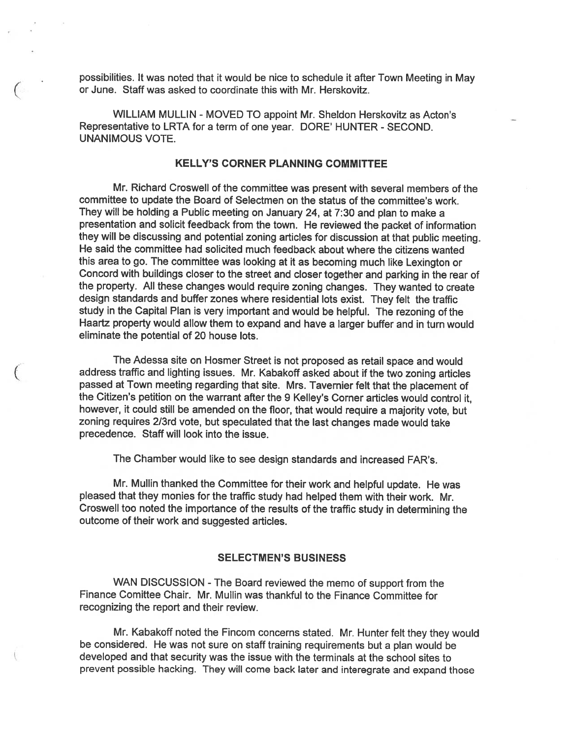possibilities. It was noted that it would be nice to schedule it after Town Meeting in May or June. Staff was asked to coordinate this with Mr. Herskovitz.

WILLIAM MULLIN - MOVED TO appoint Mr. Sheldon Herskovitz as Acton's Representative to LRTA for a term of one year. DORE' HUNTER - SECOND. UNANIMOUS VOTE.

## KELLY'S CORNER PLANNING COMMITTEE

Mr. Richard Croswell of the committee was present with several members of the committee to update the Board of Selectmen on the status of the committee's work. They will be holding a Public meeting on January 24, at 7:30 and plan to make a presentation and solicit feedback from the town. He reviewed the packet of information they will be discussing and potential zoning articles for discussion at that public meeting. He said the committee had solicited much feedback about where the citizens wanted this area to go. The committee was looking at it as becoming much like Lexington or Concord with buildings closer to the street and closer together and parking in the rear of the property. All these changes would require zoning changes. They wanted to create design standards and buffer zones where residential lots exist. They felt the traffic study in the Capital Plan is very important and would be helpful. The rezoning of the Haartz property would allow them to expand and have a larger buffer and in turn would eliminate the potential of 20 house lots.

The Adessa site on Hosmer Street is not proposed as retail space and would address traffic and lighting issues. Mr. Kabakoff asked about if the two zoning articles passed at Town meeting regarding that site. Mrs. Tavernier felt that the placement of the Citizen's petition on the warrant after the 9 Kelley's Corner articles would control it, however, it could still be amended on the floor, that would require a majority vote, but zoning requires 2/3rd vote, but speculated that the last changes made would take precedence. Staff will look into the issue.

The Chamber would like to see design standards and increased FAR's.

Mr. Mullin thanked the Committee for their work and helpful update. He was pleased that they monies for the traffic study had helped them with their work. Mr. Croswell too noted the importance of the results of the traffic study in determining the outcome of their work and suggested articles.

## SELECTMEN'S BUSINESS

WAN DISCUSSION - The Board reviewed the memo of support from the Finance Comittee Chair. Mr. Mullin was thankful to the Finance Committee for recognizing the report and their review.

Mr. Kabakoff noted the Fincom concerns stated. Mr. Hunter felt they they would be considered. He was not sure on staff training requirements but a plan would be developed and that security was the issue with the terminals at the school sites to prevent possible hacking. They will come back later and interegrate and expand those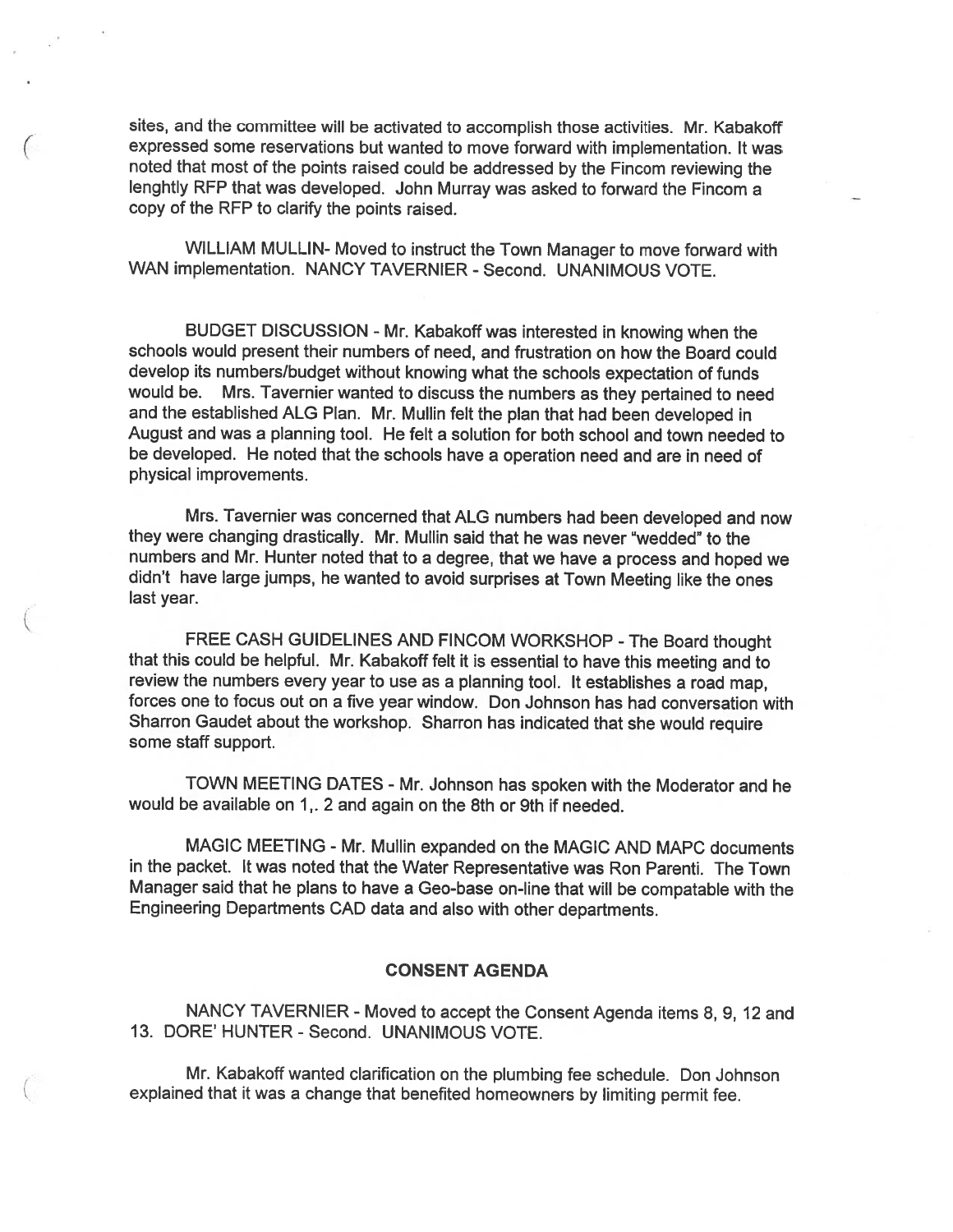sites, and the committee will be activated to accomplish those activities. Mr. Kabakoff expressed some reservations but wanted to move forward with implementation. It was noted that most of the points raised could be addressed by the Fincom reviewing the lenghtly RFP that was developed. John Murray was asked to forward the Fincom a copy of the RFP to clarify the points raised.

WILLIAM MULLIN- Moved to instruct the Town Manager to move forward with WAN implementation. NANCY TAVERNIER - Second. UNANIMOUS VOTE.

BUDGET DISCUSSION - Mr. Kabakoff was interested in knowing when the schools would present their numbers of need, and frustration on how the Board could develop its numbers/budget without knowing what the schools expectation of funds would be. Mrs. Tavernier wanted to discuss the numbers as they pertained to need and the established ALG Plan. Mr. Mullin felt the plan that had been developed in August and was a planning tool. He felt a solution for both school and town needed to be developed. He noted that the schools have a operation need and are in need of physical improvements.

Mrs. Tavernier was concerned that ALG numbers had been developed and now they were changing drastically. Mr. Mullin said that he was never "wedded" to the numbers and Mr. Hunter noted that to a degree, that we have a process and hoped we didn't have large jumps, he wanted to avoid surprises at Town Meeting like the ones last year.

FREE CASH GUIDELINES AND FINCOM WORKSHOP - The Board thought that this could be helpful. Mr. Kabakoff felt it is essential to have this meeting and to review the numbers every year to use as a planning tool. It establishes a road map, forces one to focus out on a five year window. Don Johnson has had conversation with Sharron Gaudet about the workshop. Sharron has indicated that she would require some staff support.

TOWN MEETING DATES - Mr. Johnson has spoken with the Moderator and he would be available on 1,. 2 and again on the 8th or 9th if needed.

MAGIC MEETING - Mr. Mullin expanded on the MAGIC AND MAPC documents in the packet. It was noted that the Water Representative was Ron Parenti. The Town Manager said that he plans to have a Geo-base on-line that will be compatable with the Engineering Departments CAD data and also with other departments.

**CONSENT AGENDA**

NANCY TAVERNIER - Moved to accept the Consent Agenda items 8, 9, 12 and 13. DORE' HUNTER - Second. UNANIMOUS VOTE.

Mr. Kabakoff wanted clarification on the plumbing fee schedule. Don Johnson explained that it was a change that benefited homeowners by limiting permit fee.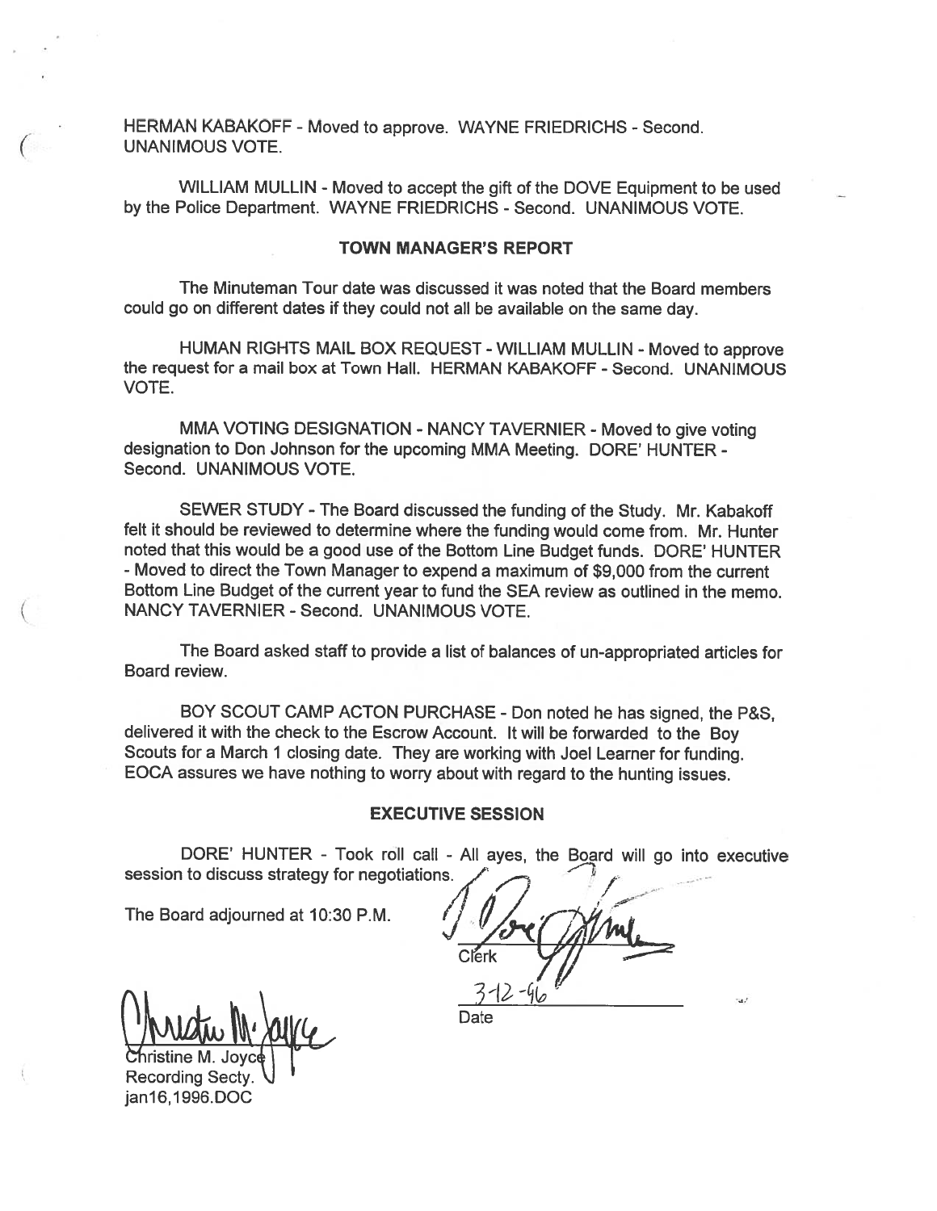HERMAN KABAKOFF - Moved to approve. WAYNE FRIEDRICHS - Second. UNANIMOUS VOTE.

WILLIAM MULLIN - Moved to accept the gift of the DOVE Equipment to be used by the Police Department. WAYNE FRIEDRICHS - Second. UNANIMOUS VOTE.

## TOWN MANAGER'S REPORT

The Minuteman Tour date was discussed it was noted that the Board members could go on different dates if they could not all be available on the same day.

HUMAN RIGHTS MAIL BOX REQUEST - WILLIAM MULLIN - Moved to approve the request for a mail box at Town Hall. HERMAN KABAKOFF - Second. UNANIMOUS VOTE.

MMA VOTING DESIGNATION - NANCY TAVERNIER - Moved to give voting designation to Don Johnson for the upcoming MMA Meeting. DORE' HUNTER - Second. UNANIMOUS VOTE.

SEWER STUDY - The Board discussed the funding of the Study. Mr. Kabakoff felt it should be reviewed to determine where the funding would come from. Mr. Hunter noted that this would be a good use of the Bottom Line Budget funds. DORE' HUNTER - Moved to direct the Town Manager to expend a maximum of $9,000 from the current Bottom Line Budget of the current year to fund the SEA review as outlined in the memo. NANCY TAVERNIER - Second. UNANIMOUS VOTE.

The Board asked staff to provide a list of balances of un-appropriated articles for Board review.

BOY SCOUT CAMP ACTON PURCHASE - Don noted he has signed, the P&S, delivered it with the check to the Escrow Account. It will be forwarded to the Boy Scouts for a March 1 closing date. They are working with Joel Learner for funding. EOCA assures we have nothing to worry about with regard to the hunting issues.

## EXECUTIVE SESSION

DORE' HUNTER - Took roll call - All ayes, the Board will go into executive session to discuss strategy for negotiations.

The Board adjourned at 10:30 P.M.

Clerk

3-12-96

Date

Christine M. Joyce
Recording Secty.
jan16,1996.DOC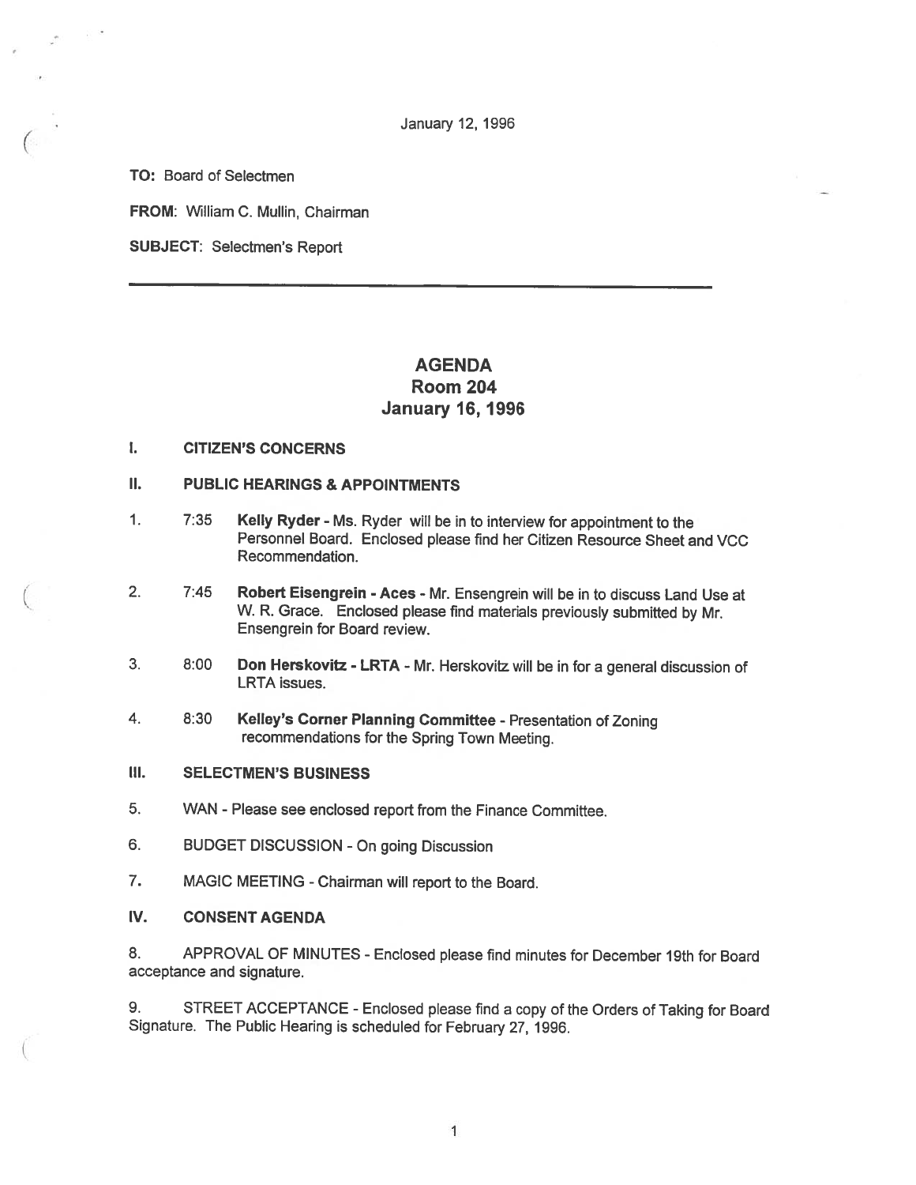January 12, 1996

**TO:** Board of Selectmen

**FROM:** William C. Mullin, Chairman

**SUBJECT:** Selectmen's Report

---

# AGENDA
## Room 204
## January 16, 1996

**I. CITIZEN'S CONCERNS**

**II. PUBLIC HEARINGS & APPOINTMENTS**

1. 7:35 **Kelly Ryder** - Ms. Ryder will be in to interview for appointment to the Personnel Board. Enclosed please find her Citizen Resource Sheet and VCC Recommendation.

2. 7:45 **Robert Eisengrein - Aces** - Mr. Ensengrein will be in to discuss Land Use at W. R. Grace. Enclosed please find materials previously submitted by Mr. Ensengrein for Board review.

3. 8:00 **Don Herskovitz - LRTA** - Mr. Herskovitz will be in for a general discussion of LRTA issues.

4. 8:30 **Kelley's Corner Planning Committee** - Presentation of Zoning recommendations for the Spring Town Meeting.

**III. SELECTMEN'S BUSINESS**

5. WAN - Please see enclosed report from the Finance Committee.

6. BUDGET DISCUSSION - On going Discussion

7. MAGIC MEETING - Chairman will report to the Board.

**IV. CONSENT AGENDA**

8. APPROVAL OF MINUTES - Enclosed please find minutes for December 19th for Board acceptance and signature.

9. STREET ACCEPTANCE - Enclosed please find a copy of the Orders of Taking for Board Signature. The Public Hearing is scheduled for February 27, 1996.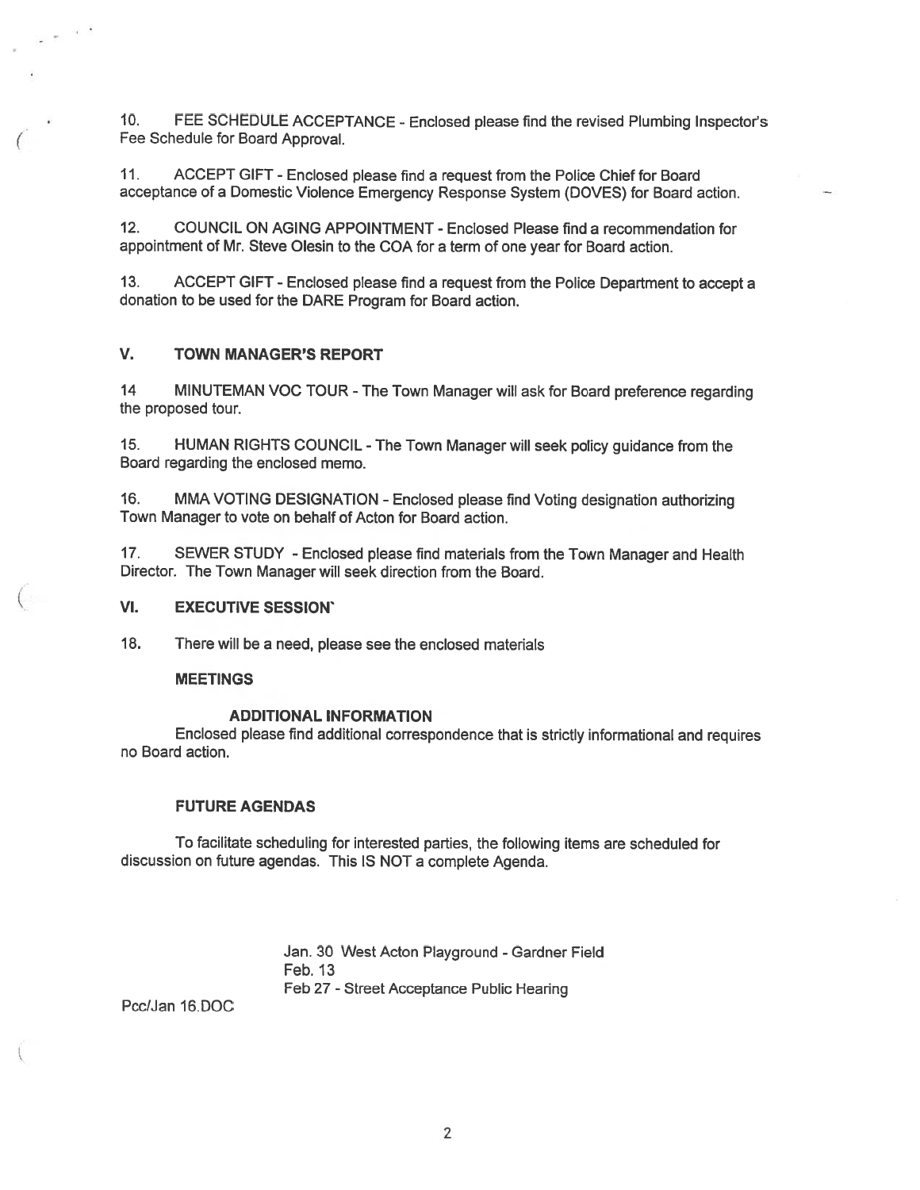10. FEE SCHEDULE ACCEPTANCE - Enclosed please find the revised Plumbing Inspector's Fee Schedule for Board Approval.

11. ACCEPT GIFT - Enclosed please find a request from the Police Chief for Board acceptance of a Domestic Violence Emergency Response System (DOVES) for Board action.

12. COUNCIL ON AGING APPOINTMENT - Enclosed Please find a recommendation for appointment of Mr. Steve Olesin to the COA for a term of one year for Board action.

13. ACCEPT GIFT - Enclosed please find a request from the Police Department to accept a donation to be used for the DARE Program for Board action.

## V. TOWN MANAGER'S REPORT

14 MINUTEMAN VOC TOUR - The Town Manager will ask for Board preference regarding the proposed tour.

15. HUMAN RIGHTS COUNCIL - The Town Manager will seek policy guidance from the Board regarding the enclosed memo.

16. MMA VOTING DESIGNATION - Enclosed please find Voting designation authorizing Town Manager to vote on behalf of Acton for Board action.

17. SEWER STUDY - Enclosed please find materials from the Town Manager and Health Director. The Town Manager will seek direction from the Board.

## VI. EXECUTIVE SESSION`

18. There will be a need, please see the enclosed materials

**MEETINGS**

**ADDITIONAL INFORMATION**

Enclosed please find additional correspondence that is strictly informational and requires no Board action.

**FUTURE AGENDAS**

To facilitate scheduling for interested parties, the following items are scheduled for discussion on future agendas. This IS NOT a complete Agenda.

Jan. 30 West Acton Playground - Gardner Field
Feb. 13
Feb 27 - Street Acceptance Public Hearing

Pcc/Jan 16.DOC